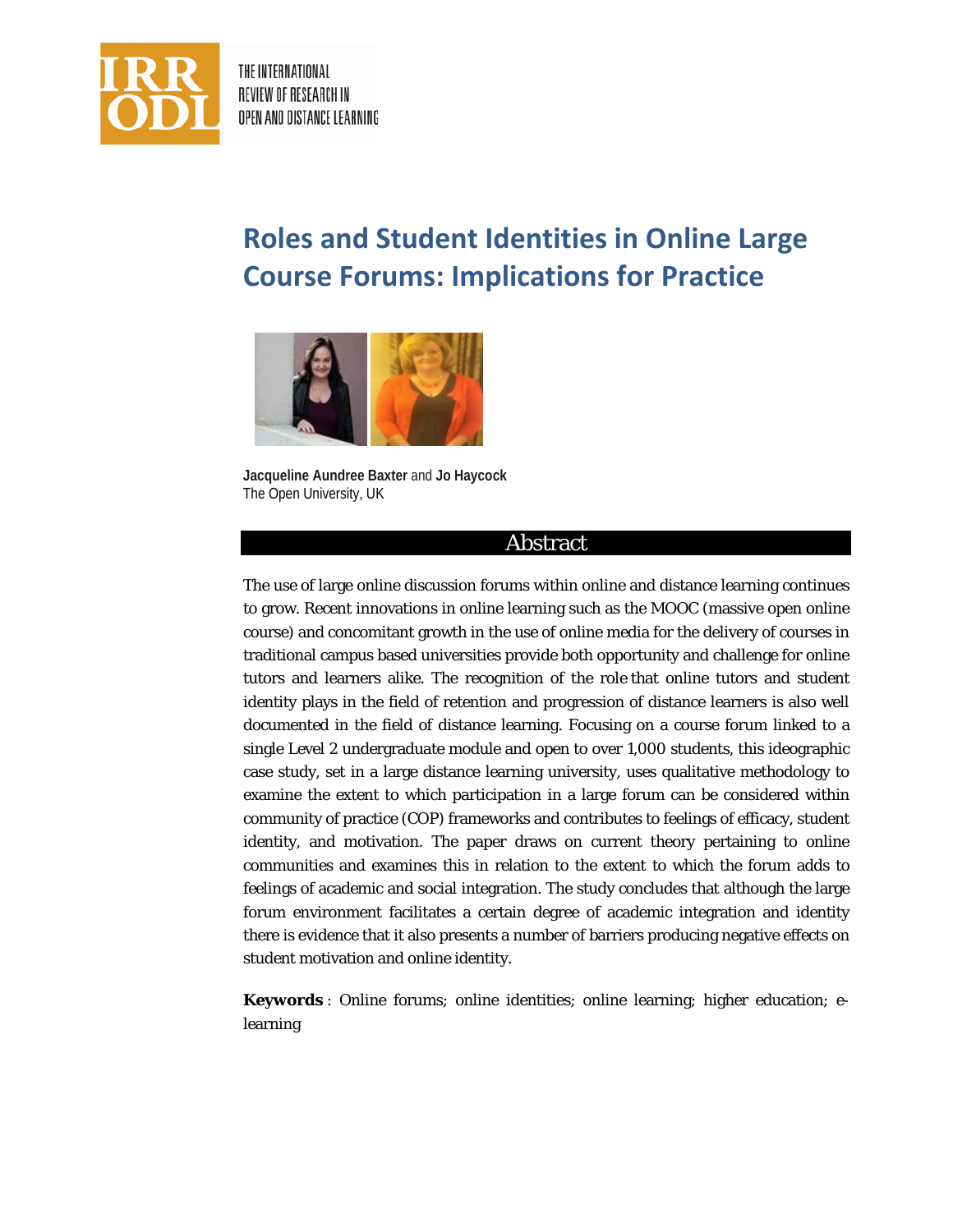# Roles and Student Identities in Online Large Course Forums: Implications for Practice

**Jacqueline Aundree Baxter** and **Jo Haycock**
The Open University, UK

## Abstract

The use of large online discussion forums within online and distance learning continues to grow. Recent innovations in online learning such as the MOOC (massive open online course) and concomitant growth in the use of online media for the delivery of courses in traditional campus based universities provide both opportunity and challenge for online tutors and learners alike. The recognition of the role that online tutors and student identity plays in the field of retention and progression of distance learners is also well documented in the field of distance learning. Focusing on a course forum linked to a single Level 2 undergraduate module and open to over 1,000 students, this ideographic case study, set in a large distance learning university, uses qualitative methodology to examine the extent to which participation in a large forum can be considered within community of practice (COP) frameworks and contributes to feelings of efficacy, student identity, and motivation. The paper draws on current theory pertaining to online communities and examines this in relation to the extent to which the forum adds to feelings of academic and social integration. The study concludes that although the large forum environment facilitates a certain degree of academic integration and identity there is evidence that it also presents a number of barriers producing negative effects on student motivation and online identity.

**Keywords** : Online forums; online identities; online learning; higher education; e-learning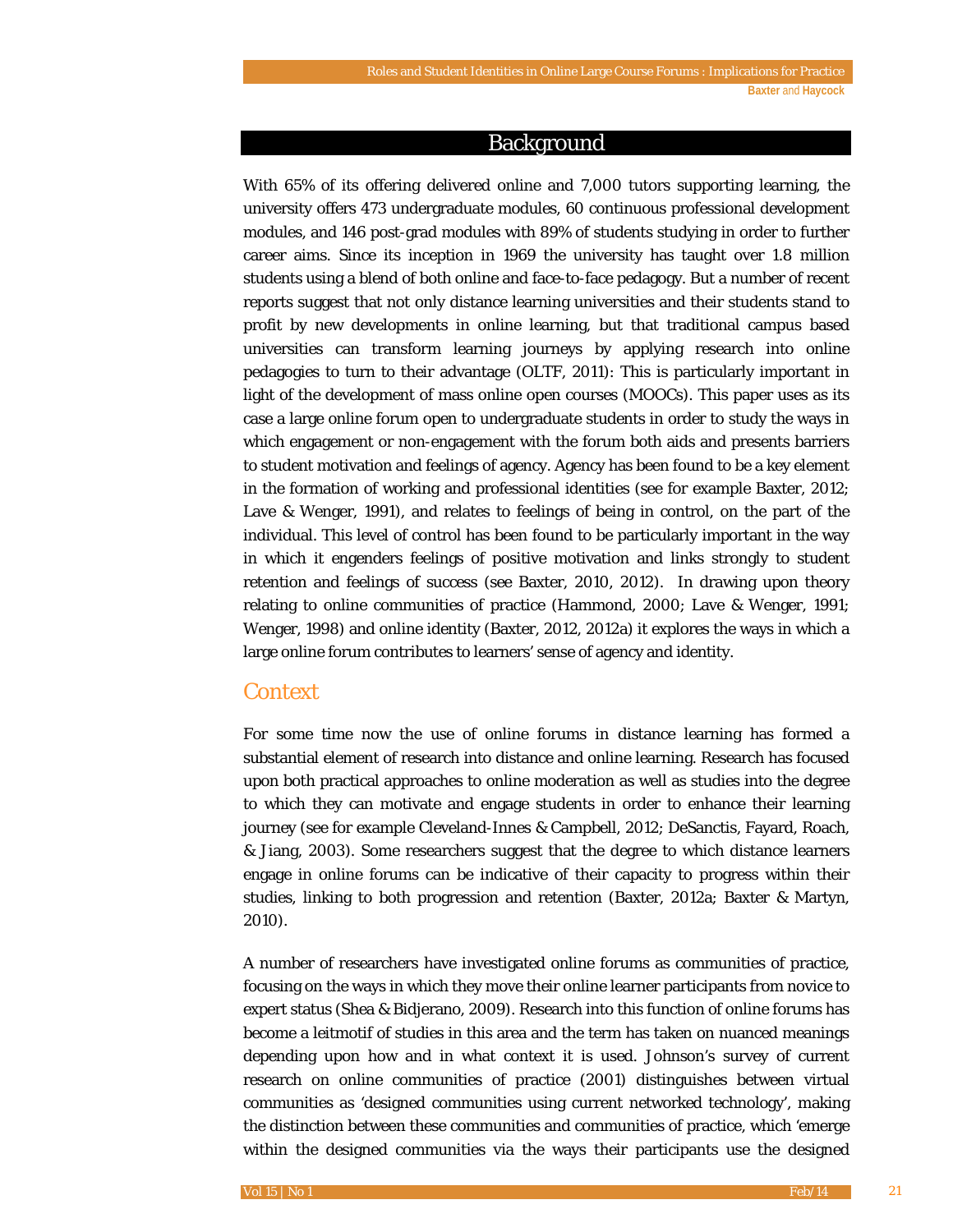## Background

With 65% of its offering delivered online and 7,000 tutors supporting learning, the university offers 473 undergraduate modules, 60 continuous professional development modules, and 146 post-grad modules with 89% of students studying in order to further career aims. Since its inception in 1969 the university has taught over 1.8 million students using a blend of both online and face-to-face pedagogy. But a number of recent reports suggest that not only distance learning universities and their students stand to profit by new developments in online learning, but that traditional campus based universities can transform learning journeys by applying research into online pedagogies to turn to their advantage (OLTF, 2011): This is particularly important in light of the development of mass online open courses (MOOCs). This paper uses as its case a large online forum open to undergraduate students in order to study the ways in which engagement or non-engagement with the forum both aids and presents barriers to student motivation and feelings of agency. Agency has been found to be a key element in the formation of working and professional identities (see for example Baxter, 2012; Lave & Wenger, 1991), and relates to feelings of being in control, on the part of the individual. This level of control has been found to be particularly important in the way in which it engenders feelings of positive motivation and links strongly to student retention and feelings of success (see Baxter, 2010, 2012). In drawing upon theory relating to online communities of practice (Hammond, 2000; Lave & Wenger, 1991; Wenger, 1998) and online identity (Baxter, 2012, 2012a) it explores the ways in which a large online forum contributes to learners' sense of agency and identity.

### Context

For some time now the use of online forums in distance learning has formed a substantial element of research into distance and online learning. Research has focused upon both practical approaches to online moderation as well as studies into the degree to which they can motivate and engage students in order to enhance their learning journey (see for example Cleveland-Innes & Campbell, 2012; DeSanctis, Fayard, Roach, & Jiang, 2003). Some researchers suggest that the degree to which distance learners engage in online forums can be indicative of their capacity to progress within their studies, linking to both progression and retention (Baxter, 2012a; Baxter & Martyn, 2010).

A number of researchers have investigated online forums as communities of practice, focusing on the ways in which they move their online learner participants from novice to expert status (Shea & Bidjerano, 2009). Research into this function of online forums has become a leitmotif of studies in this area and the term has taken on nuanced meanings depending upon how and in what context it is used. Johnson's survey of current research on online communities of practice (2001) distinguishes between virtual communities as 'designed communities using current networked technology', making the distinction between these communities and communities of practice, which 'emerge within the designed communities via the ways their participants use the designed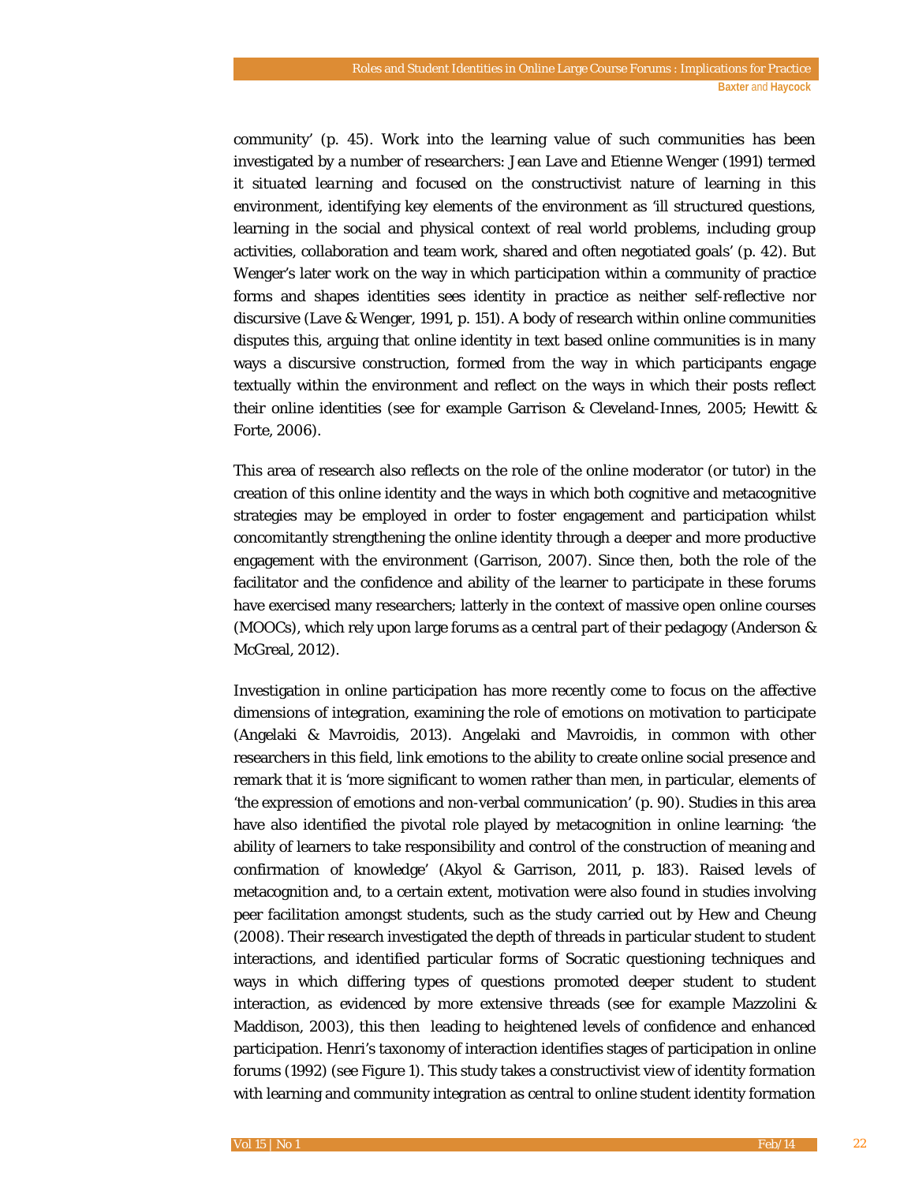community' (p. 45). Work into the learning value of such communities has been investigated by a number of researchers: Jean Lave and Etienne Wenger (1991) termed it *situated learning* and focused on the constructivist nature of learning in this environment, identifying key elements of the environment as 'ill structured questions, learning in the social and physical context of real world problems, including group activities, collaboration and team work, shared and often negotiated goals' (p. 42). But Wenger's later work on the way in which participation within a community of practice forms and shapes identities sees identity in practice as neither self-reflective nor discursive (Lave & Wenger, 1991, p. 151). A body of research within online communities disputes this, arguing that online identity in text based online communities is in many ways a discursive construction, formed from the way in which participants engage textually within the environment and reflect on the ways in which their posts reflect their online identities (see for example Garrison & Cleveland-Innes, 2005; Hewitt & Forte, 2006).

This area of research also reflects on the role of the online moderator (or tutor) in the creation of this online identity and the ways in which both cognitive and metacognitive strategies may be employed in order to foster engagement and participation whilst concomitantly strengthening the online identity through a deeper and more productive engagement with the environment (Garrison, 2007). Since then, both the role of the facilitator and the confidence and ability of the learner to participate in these forums have exercised many researchers; latterly in the context of massive open online courses (MOOCs), which rely upon large forums as a central part of their pedagogy (Anderson & McGreal, 2012).

Investigation in online participation has more recently come to focus on the affective dimensions of integration, examining the role of emotions on motivation to participate (Angelaki & Mavroidis, 2013). Angelaki and Mavroidis, in common with other researchers in this field, link emotions to the ability to create online social presence and remark that it is 'more significant to women rather than men, in particular, elements of 'the expression of emotions and non-verbal communication' (p. 90). Studies in this area have also identified the pivotal role played by metacognition in online learning: 'the ability of learners to take responsibility and control of the construction of meaning and confirmation of knowledge' (Akyol & Garrison, 2011, p. 183). Raised levels of metacognition and, to a certain extent, motivation were also found in studies involving peer facilitation amongst students, such as the study carried out by Hew and Cheung (2008). Their research investigated the depth of threads in particular student to student interactions, and identified particular forms of Socratic questioning techniques and ways in which differing types of questions promoted deeper student to student interaction, as evidenced by more extensive threads (see for example Mazzolini & Maddison, 2003), this then leading to heightened levels of confidence and enhanced participation. Henri's taxonomy of interaction identifies stages of participation in online forums (1992) (see Figure 1). This study takes a constructivist view of identity formation with learning and community integration as central to online student identity formation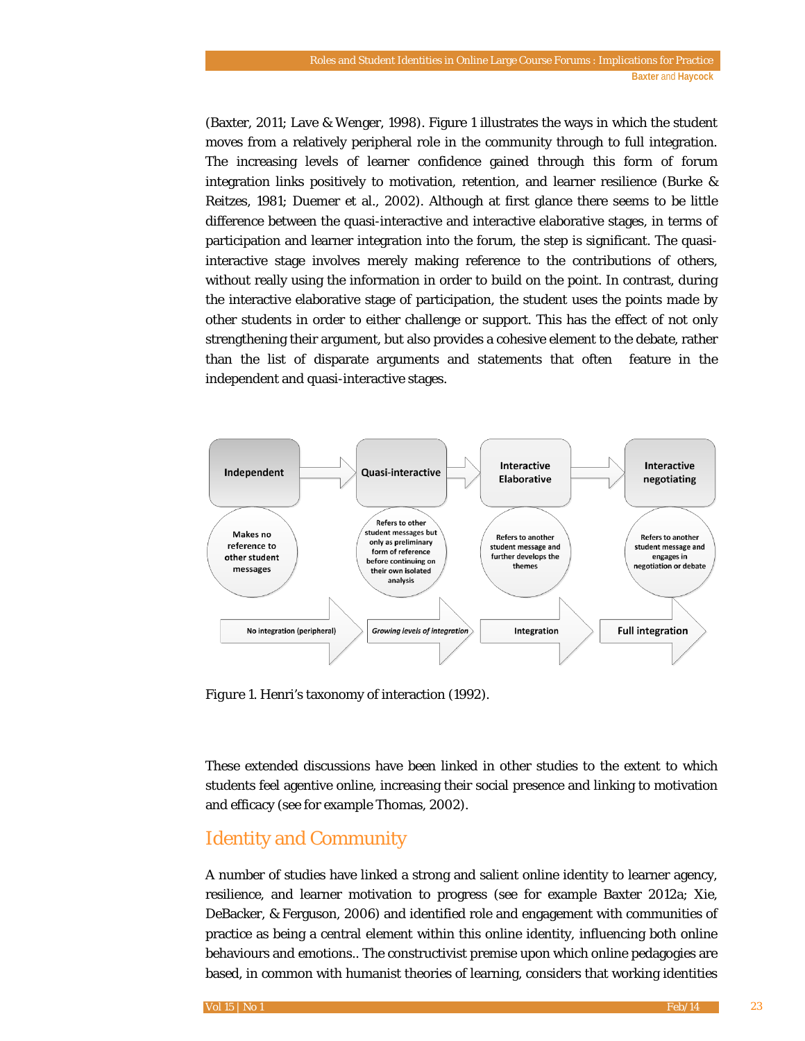(Baxter, 2011; Lave & Wenger, 1998). Figure 1 illustrates the ways in which the student moves from a relatively peripheral role in the community through to full integration. The increasing levels of learner confidence gained through this form of forum integration links positively to motivation, retention, and learner resilience (Burke & Reitzes, 1981; Duemer et al., 2002). Although at first glance there seems to be little difference between the quasi-interactive and interactive elaborative stages, in terms of participation and learner integration into the forum, the step is significant. The quasi-interactive stage involves merely making reference to the contributions of others, without really using the information in order to build on the point. In contrast, during the interactive elaborative stage of participation, the student uses the points made by other students in order to either challenge or support. This has the effect of not only strengthening their argument, but also provides a cohesive element to the debate, rather than the list of disparate arguments and statements that often feature in the independent and quasi-interactive stages.

| Independent | Quasi-interactive | Interactive Elaborative | Interactive negotiating |
|---|---|---|---|
| Makes no reference to other student messages | Refers to other student messages but only as preliminary form of reference before continuing on their own isolated analysis | Refers to another student message and further develops the themes | Refers to another student message and engages in negotiation or debate |
| No integration (peripheral) | *Growing levels of integration* | Integration | **Full integration** |

*Figure 1.* Henri's taxonomy of interaction (1992).

These extended discussions have been linked in other studies to the extent to which students feel agentive online, increasing their social presence and linking to motivation and efficacy (see for example Thomas, 2002).

## Identity and Community

A number of studies have linked a strong and salient online identity to learner agency, resilience, and learner motivation to progress (see for example Baxter 2012a; Xie, DeBacker, & Ferguson, 2006) and identified role and engagement with communities of practice as being a central element within this online identity, influencing both online behaviours and emotions.. The constructivist premise upon which online pedagogies are based, in common with humanist theories of learning, considers that working identities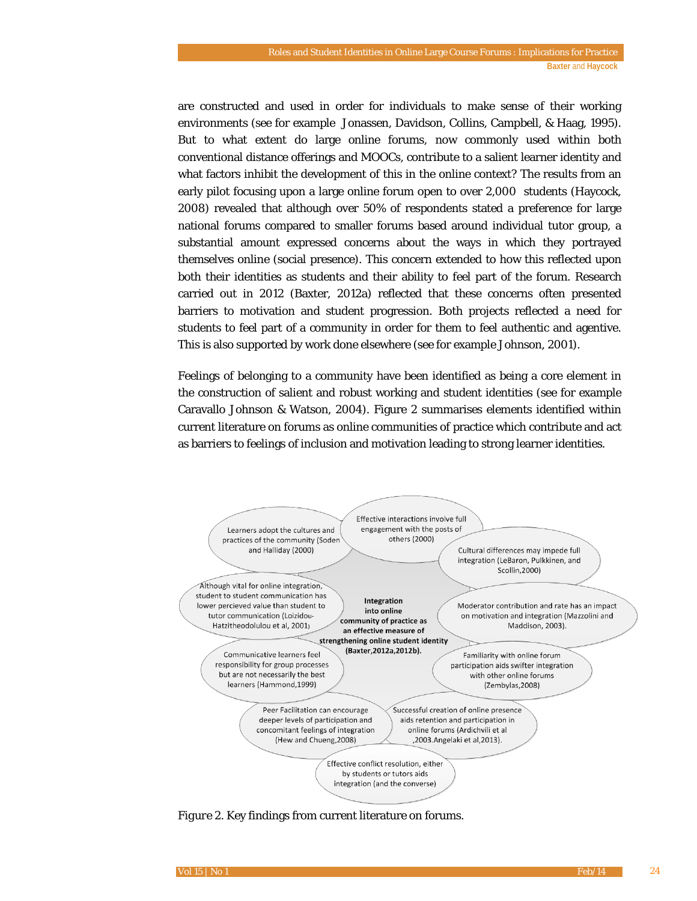are constructed and used in order for individuals to make sense of their working environments (see for example Jonassen, Davidson, Collins, Campbell, & Haag, 1995). But to what extent do large online forums, now commonly used within both conventional distance offerings and MOOCs, contribute to a salient learner identity and what factors inhibit the development of this in the online context? The results from an early pilot focusing upon a large online forum open to over 2,000 students (Haycock, 2008) revealed that although over 50% of respondents stated a preference for large national forums compared to smaller forums based around individual tutor group, a substantial amount expressed concerns about the ways in which they portrayed themselves online (social presence). This concern extended to how this reflected upon both their identities as students and their ability to feel part of the forum. Research carried out in 2012 (Baxter, 2012a) reflected that these concerns often presented barriers to motivation and student progression. Both projects reflected a need for students to feel part of a community in order for them to feel authentic and agentive. This is also supported by work done elsewhere (see for example Johnson, 2001).

Feelings of belonging to a community have been identified as being a core element in the construction of salient and robust working and student identities (see for example Caravallo Johnson & Watson, 2004). Figure 2 summarises elements identified within current literature on forums as online communities of practice which contribute and act as barriers to feelings of inclusion and motivation leading to strong learner identities.

**Integration into online community of practice as an effective measure of strengthening online student identity (Baxter, 2012a, 2012b).**

- Learners adopt the cultures and practices of the community (Soden and Halliday (2000)
- Effective interactions involve full engagement with the posts of others (2000)
- Cultural differences may impede full integration (LeBaron, Pulkkinen, and Scollin, 2000)
- Moderator contribution and rate has an impact on motivation and integration (Mazzolini and Maddison, 2003).
- Familiarity with online forum participation aids swifter integration with other online forums (Zembylas, 2008)
- Successful creation of online presence aids retention and participation in online forums (Ardichvili et al ,2003. Angelaki et al, 2013).
- Effective conflict resolution, either by students or tutors aids integration (and the converse)
- Peer Facilitation can encourage deeper levels of participation and concomitant feelings of integration (Hew and Chueng, 2008)
- Communicative learners feel responsibility for group processes but are not necessarily the best learners (Hammond, 1999)
- Although vital for online integration, student to student communication has lower percieved value than student to tutor communication (Loizidou-Hatzitheodolulou et al, 2001)

*Figure 2.* Key findings from current literature on forums.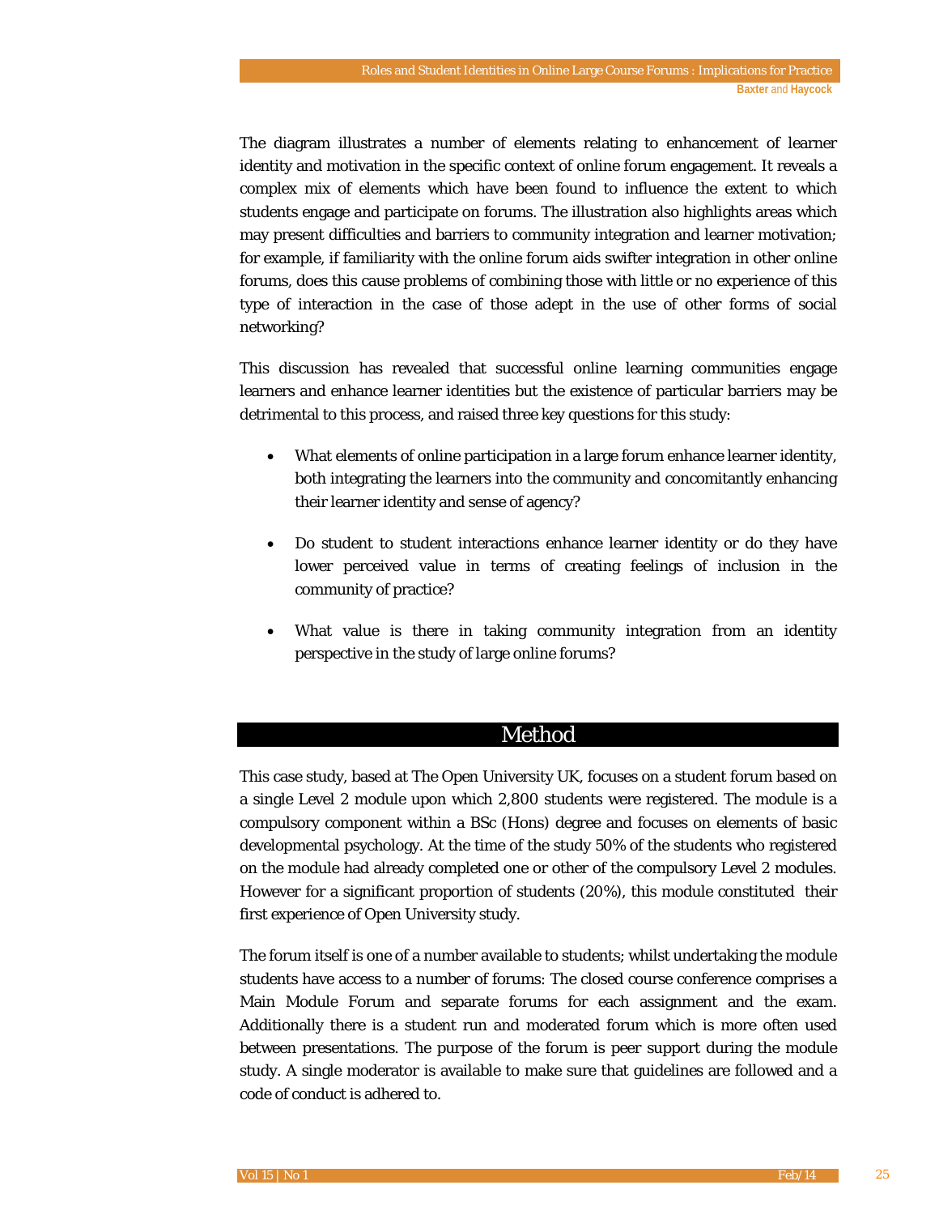The diagram illustrates a number of elements relating to enhancement of learner identity and motivation in the specific context of online forum engagement. It reveals a complex mix of elements which have been found to influence the extent to which students engage and participate on forums. The illustration also highlights areas which may present difficulties and barriers to community integration and learner motivation; for example, if familiarity with the online forum aids swifter integration in other online forums, does this cause problems of combining those with little or no experience of this type of interaction in the case of those adept in the use of other forms of social networking?

This discussion has revealed that successful online learning communities engage learners and enhance learner identities but the existence of particular barriers may be detrimental to this process, and raised three key questions for this study:

- What elements of online participation in a large forum enhance learner identity, both integrating the learners into the community and concomitantly enhancing their learner identity and sense of agency?
- Do student to student interactions enhance learner identity or do they have lower perceived value in terms of creating feelings of inclusion in the community of practice?
- What value is there in taking community integration from an identity perspective in the study of large online forums?

## Method

This case study, based at The Open University UK, focuses on a student forum based on a single Level 2 module upon which 2,800 students were registered. The module is a compulsory component within a BSc (Hons) degree and focuses on elements of basic developmental psychology. At the time of the study 50% of the students who registered on the module had already completed one or other of the compulsory Level 2 modules. However for a significant proportion of students (20%), this module constituted their first experience of Open University study.

The forum itself is one of a number available to students; whilst undertaking the module students have access to a number of forums: The closed course conference comprises a Main Module Forum and separate forums for each assignment and the exam. Additionally there is a student run and moderated forum which is more often used between presentations. The purpose of the forum is peer support during the module study. A single moderator is available to make sure that guidelines are followed and a code of conduct is adhered to.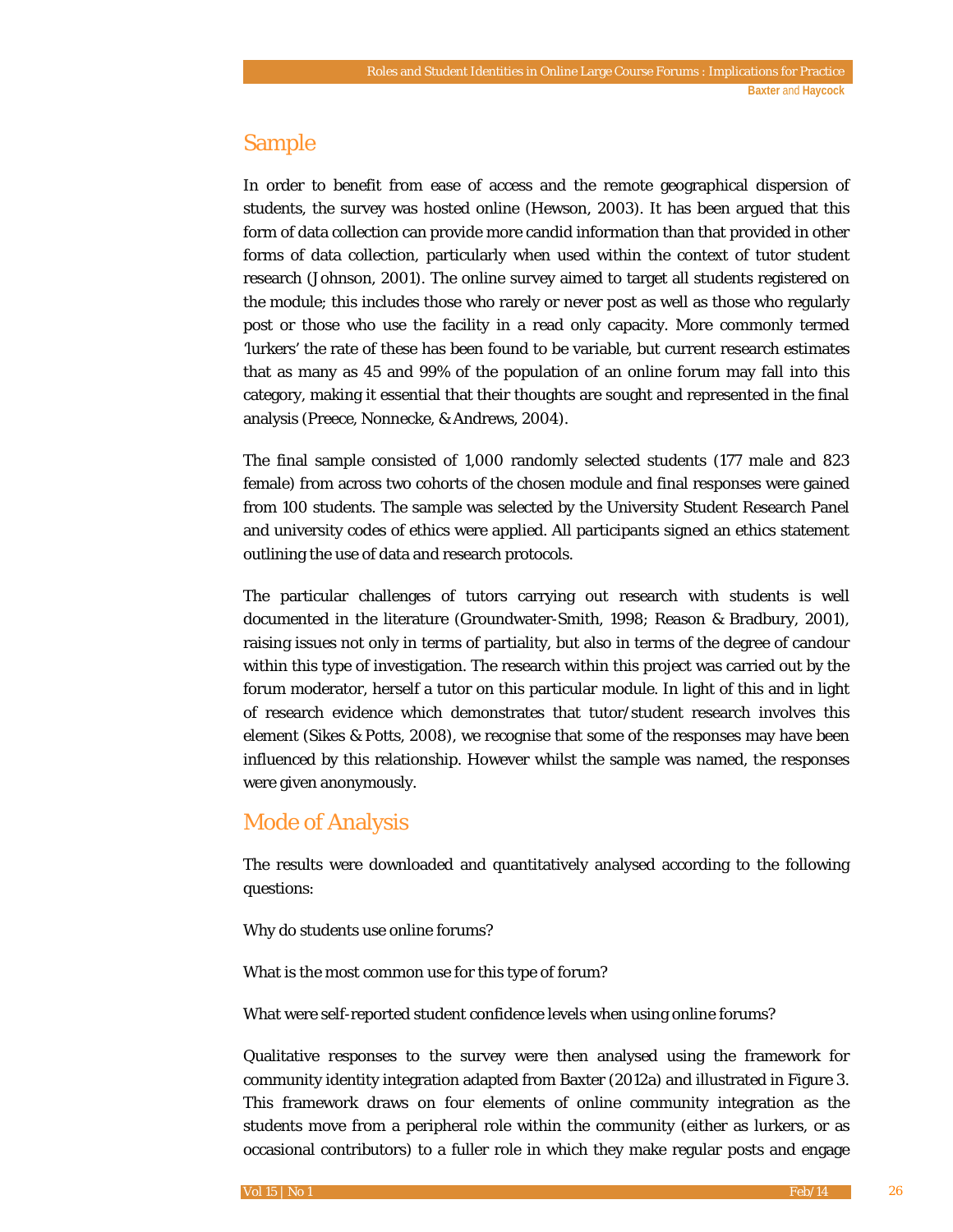## Sample

In order to benefit from ease of access and the remote geographical dispersion of students, the survey was hosted online (Hewson, 2003). It has been argued that this form of data collection can provide more candid information than that provided in other forms of data collection, particularly when used within the context of tutor student research (Johnson, 2001). The online survey aimed to target all students registered on the module; this includes those who rarely or never post as well as those who regularly post or those who use the facility in a read only capacity. More commonly termed 'lurkers' the rate of these has been found to be variable, but current research estimates that as many as 45 and 99% of the population of an online forum may fall into this category, making it essential that their thoughts are sought and represented in the final analysis (Preece, Nonnecke, & Andrews, 2004).

The final sample consisted of 1,000 randomly selected students (177 male and 823 female) from across two cohorts of the chosen module and final responses were gained from 100 students. The sample was selected by the University Student Research Panel and university codes of ethics were applied. All participants signed an ethics statement outlining the use of data and research protocols.

The particular challenges of tutors carrying out research with students is well documented in the literature (Groundwater-Smith, 1998; Reason & Bradbury, 2001), raising issues not only in terms of partiality, but also in terms of the degree of candour within this type of investigation. The research within this project was carried out by the forum moderator, herself a tutor on this particular module. In light of this and in light of research evidence which demonstrates that tutor/student research involves this element (Sikes & Potts, 2008), we recognise that some of the responses may have been influenced by this relationship. However whilst the sample was named, the responses were given anonymously.

## Mode of Analysis

The results were downloaded and quantitatively analysed according to the following questions:

Why do students use online forums?

What is the most common use for this type of forum?

What were self-reported student confidence levels when using online forums?

Qualitative responses to the survey were then analysed using the framework for community identity integration adapted from Baxter (2012a) and illustrated in Figure 3. This framework draws on four elements of online community integration as the students move from a peripheral role within the community (either as lurkers, or as occasional contributors) to a fuller role in which they make regular posts and engage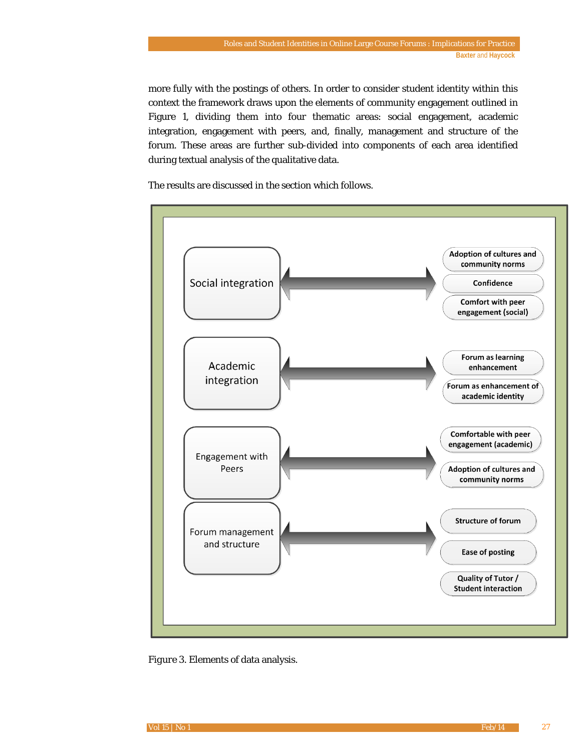more fully with the postings of others. In order to consider student identity within this context the framework draws upon the elements of community engagement outlined in Figure 1, dividing them into four thematic areas: social engagement, academic integration, engagement with peers, and, finally, management and structure of the forum. These areas are further sub-divided into components of each area identified during textual analysis of the qualitative data.

The results are discussed in the section which follows.

- **Social integration** ↔
  - Adoption of cultures and community norms
  - Confidence
  - Comfort with peer engagement (social)
- **Academic integration** ↔
  - Forum as learning enhancement
  - Forum as enhancement of academic identity
- **Engagement with Peers** ↔
  - Comfortable with peer engagement (academic)
  - Adoption of cultures and community norms
- **Forum management and structure** ↔
  - Structure of forum
  - Ease of posting
  - Quality of Tutor / Student interaction

Figure 3. Elements of data analysis.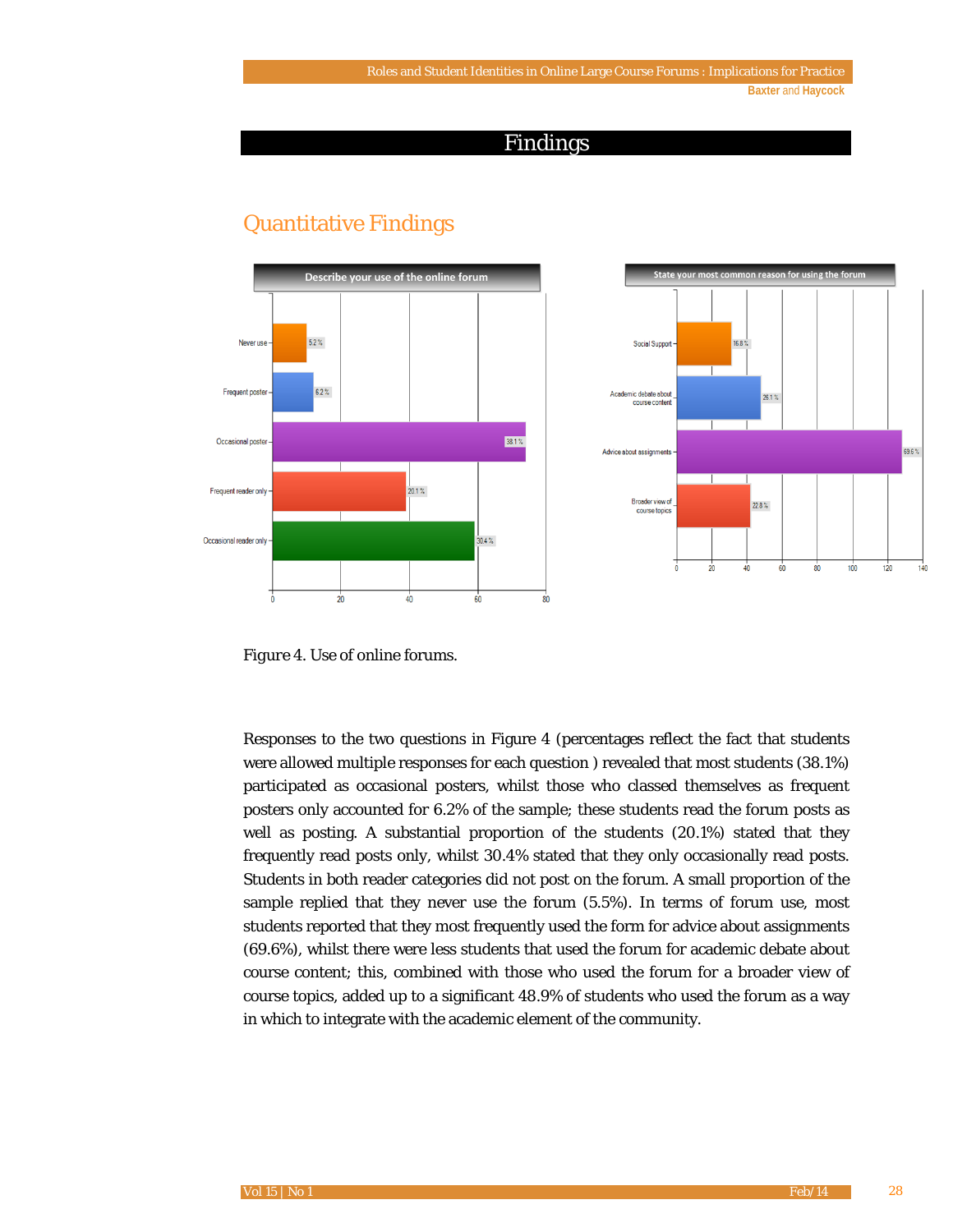# Findings

## Quantitative Findings

Figure 4. Use of online forums.

Responses to the two questions in Figure 4 (percentages reflect the fact that students were allowed multiple responses for each question ) revealed that most students (38.1%) participated as occasional posters, whilst those who classed themselves as frequent posters only accounted for 6.2% of the sample; these students read the forum posts as well as posting. A substantial proportion of the students (20.1%) stated that they frequently read posts only, whilst 30.4% stated that they only occasionally read posts. Students in both reader categories did not post on the forum. A small proportion of the sample replied that they never use the forum (5.5%). In terms of forum use, most students reported that they most frequently used the form for advice about assignments (69.6%), whilst there were less students that used the forum for academic debate about course content; this, combined with those who used the forum for a broader view of course topics, added up to a significant 48.9% of students who used the forum as a way in which to integrate with the academic element of the community.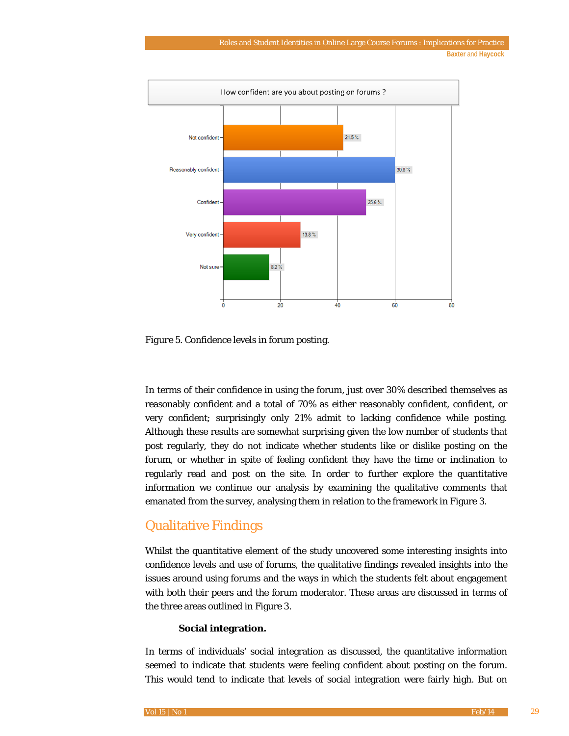Figure 5. Confidence levels in forum posting.

In terms of their confidence in using the forum, just over 30% described themselves as reasonably confident and a total of 70% as either reasonably confident, confident, or very confident; surprisingly only 21% admit to lacking confidence while posting. Although these results are somewhat surprising given the low number of students that post regularly, they do not indicate whether students like or dislike posting on the forum, or whether in spite of feeling confident they have the time or inclination to regularly read and post on the site. In order to further explore the quantitative information we continue our analysis by examining the qualitative comments that emanated from the survey, analysing them in relation to the framework in Figure 3.

## Qualitative Findings

Whilst the quantitative element of the study uncovered some interesting insights into confidence levels and use of forums, the qualitative findings revealed insights into the issues around using forums and the ways in which the students felt about engagement with both their peers and the forum moderator. These areas are discussed in terms of the three areas outlined in Figure 3.

### Social integration.

In terms of individuals' social integration as discussed, the quantitative information seemed to indicate that students were feeling confident about posting on the forum. This would tend to indicate that levels of social integration were fairly high. But on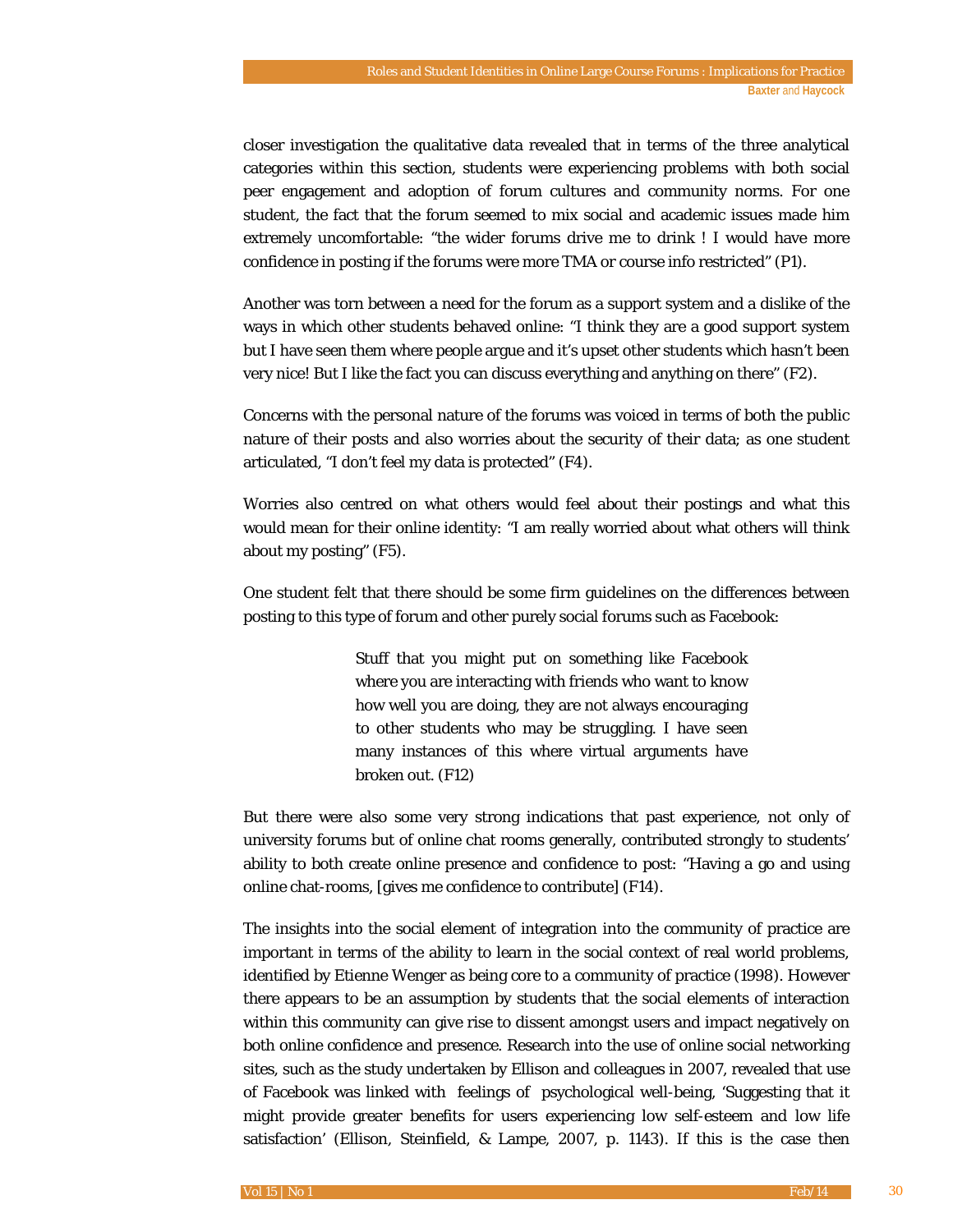closer investigation the qualitative data revealed that in terms of the three analytical categories within this section, students were experiencing problems with both social peer engagement and adoption of forum cultures and community norms. For one student, the fact that the forum seemed to mix social and academic issues made him extremely uncomfortable: "the wider forums drive me to drink ! I would have more confidence in posting if the forums were more TMA or course info restricted" (P1).

Another was torn between a need for the forum as a support system and a dislike of the ways in which other students behaved online: "I think they are a good support system but I have seen them where people argue and it's upset other students which hasn't been very nice! But I like the fact you can discuss everything and anything on there" (F2).

Concerns with the personal nature of the forums was voiced in terms of both the public nature of their posts and also worries about the security of their data; as one student articulated, "I don't feel my data is protected" (F4).

Worries also centred on what others would feel about their postings and what this would mean for their online identity: "I am really worried about what others will think about my posting" (F5).

One student felt that there should be some firm guidelines on the differences between posting to this type of forum and other purely social forums such as Facebook:

> Stuff that you might put on something like Facebook where you are interacting with friends who want to know how well you are doing, they are not always encouraging to other students who may be struggling. I have seen many instances of this where virtual arguments have broken out. (F12)

But there were also some very strong indications that past experience, not only of university forums but of online chat rooms generally, contributed strongly to students' ability to both create online presence and confidence to post: "Having a go and using online chat-rooms, [gives me confidence to contribute] (F14).

The insights into the social element of integration into the community of practice are important in terms of the ability to learn in the social context of real world problems, identified by Etienne Wenger as being core to a community of practice (1998). However there appears to be an assumption by students that the social elements of interaction within this community can give rise to dissent amongst users and impact negatively on both online confidence and presence. Research into the use of online social networking sites, such as the study undertaken by Ellison and colleagues in 2007, revealed that use of Facebook was linked with feelings of psychological well-being, 'Suggesting that it might provide greater benefits for users experiencing low self-esteem and low life satisfaction' (Ellison, Steinfield, & Lampe, 2007, p. 1143). If this is the case then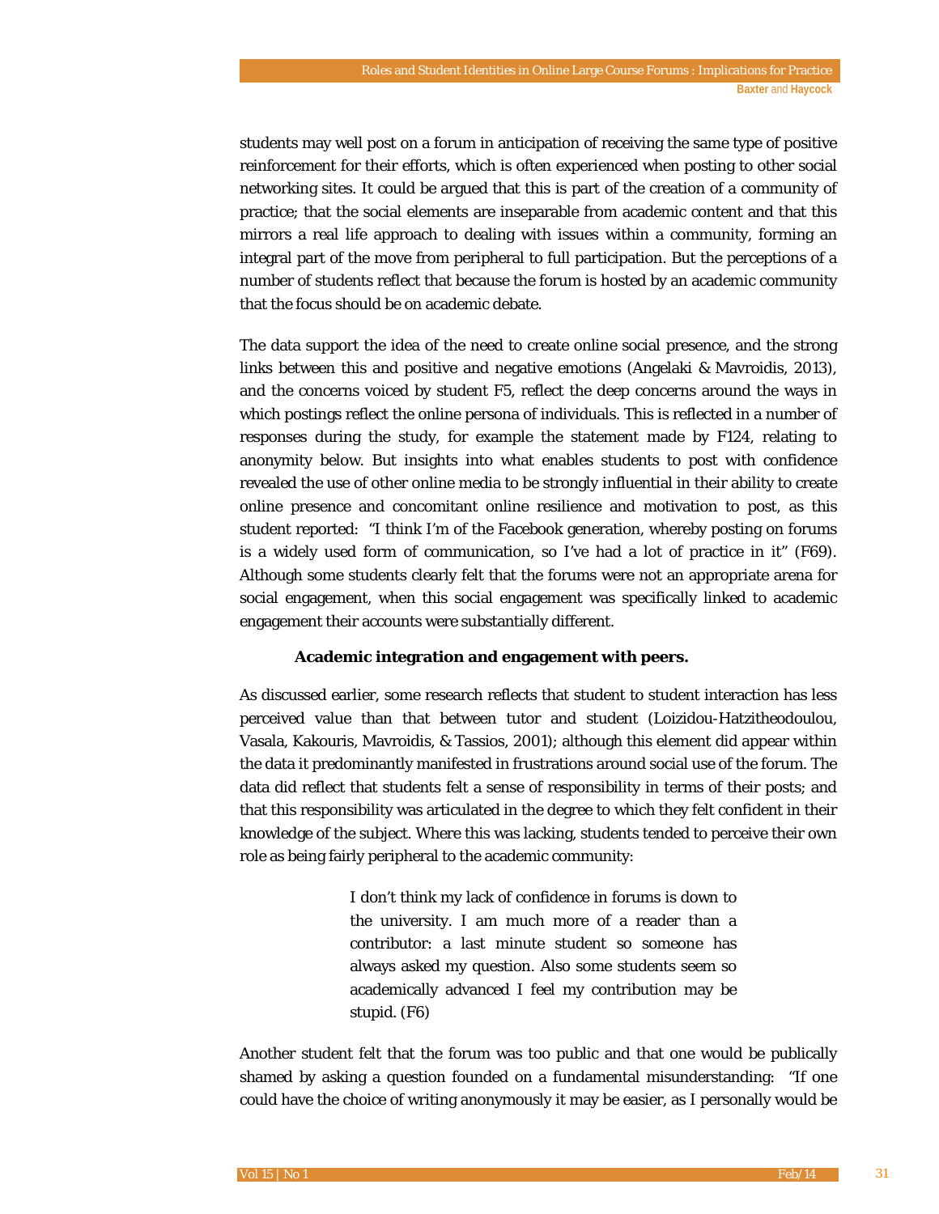students may well post on a forum in anticipation of receiving the same type of positive reinforcement for their efforts, which is often experienced when posting to other social networking sites. It could be argued that this is part of the creation of a community of practice; that the social elements are inseparable from academic content and that this mirrors a real life approach to dealing with issues within a community, forming an integral part of the move from peripheral to full participation. But the perceptions of a number of students reflect that because the forum is hosted by an academic community that the focus should be on academic debate.

The data support the idea of the need to create online social presence, and the strong links between this and positive and negative emotions (Angelaki & Mavroidis, 2013), and the concerns voiced by student F5, reflect the deep concerns around the ways in which postings reflect the online persona of individuals. This is reflected in a number of responses during the study, for example the statement made by F124, relating to anonymity below. But insights into what enables students to post with confidence revealed the use of other online media to be strongly influential in their ability to create online presence and concomitant online resilience and motivation to post, as this student reported: "I think I'm of the Facebook generation, whereby posting on forums is a widely used form of communication, so I've had a lot of practice in it" (F69). Although some students clearly felt that the forums were not an appropriate arena for social engagement, when this social engagement was specifically linked to academic engagement their accounts were substantially different.

#### Academic integration and engagement with peers.

As discussed earlier, some research reflects that student to student interaction has less perceived value than that between tutor and student (Loizidou-Hatzitheodoulou, Vasala, Kakouris, Mavroidis, & Tassios, 2001); although this element did appear within the data it predominantly manifested in frustrations around social use of the forum. The data did reflect that students felt a sense of responsibility in terms of their posts; and that this responsibility was articulated in the degree to which they felt confident in their knowledge of the subject. Where this was lacking, students tended to perceive their own role as being fairly peripheral to the academic community:

> I don't think my lack of confidence in forums is down to the university. I am much more of a reader than a contributor: a last minute student so someone has always asked my question. Also some students seem so academically advanced I feel my contribution may be stupid. (F6)

Another student felt that the forum was too public and that one would be publically shamed by asking a question founded on a fundamental misunderstanding: "If one could have the choice of writing anonymously it may be easier, as I personally would be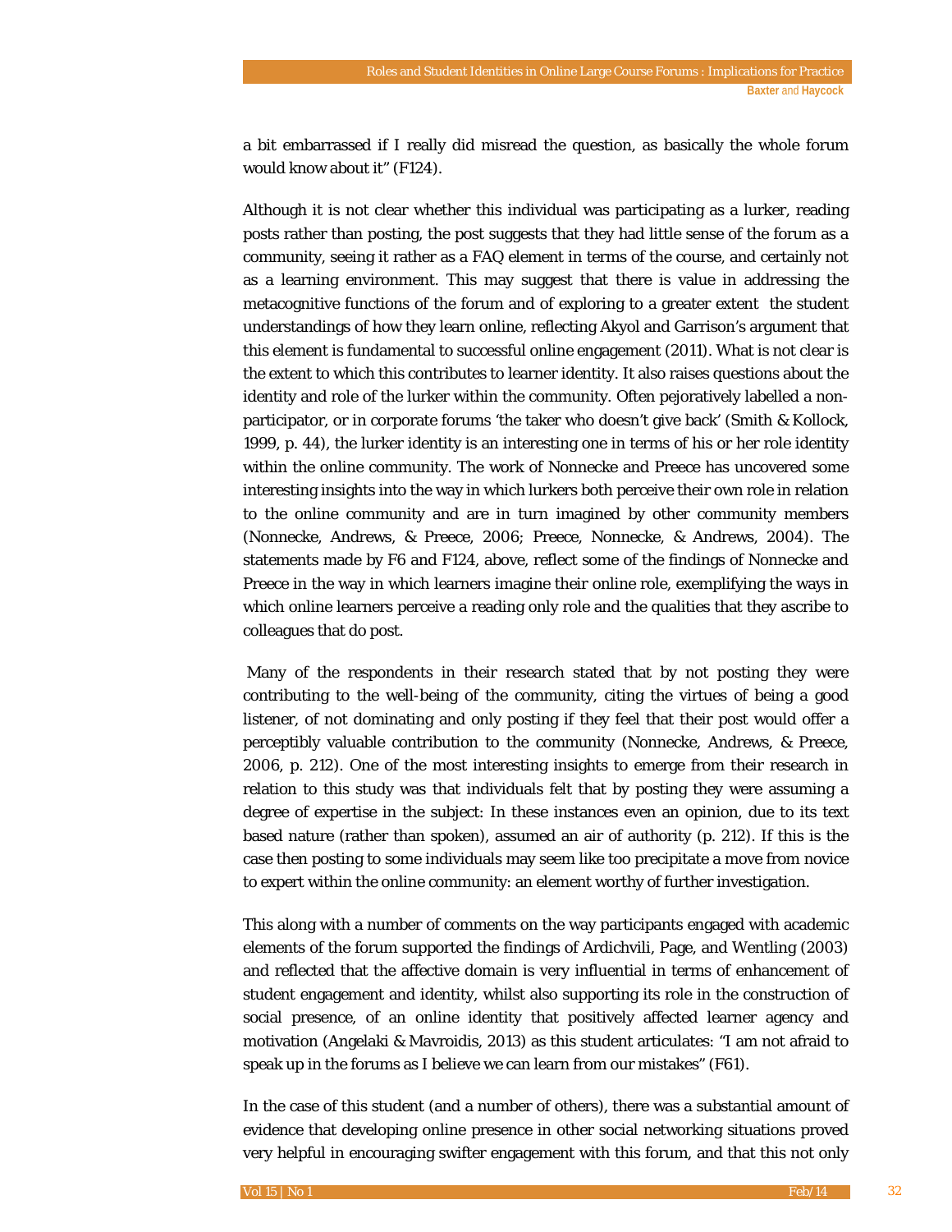a bit embarrassed if I really did misread the question, as basically the whole forum would know about it" (F124).

Although it is not clear whether this individual was participating as a lurker, reading posts rather than posting, the post suggests that they had little sense of the forum as a community, seeing it rather as a FAQ element in terms of the course, and certainly not as a learning environment. This may suggest that there is value in addressing the metacognitive functions of the forum and of exploring to a greater extent the student understandings of how they learn online, reflecting Akyol and Garrison's argument that this element is fundamental to successful online engagement (2011). What is not clear is the extent to which this contributes to learner identity. It also raises questions about the identity and role of the lurker within the community. Often pejoratively labelled a non-participator, or in corporate forums 'the taker who doesn't give back' (Smith & Kollock, 1999, p. 44), the lurker identity is an interesting one in terms of his or her role identity within the online community. The work of Nonnecke and Preece has uncovered some interesting insights into the way in which lurkers both perceive their own role in relation to the online community and are in turn imagined by other community members (Nonnecke, Andrews, & Preece, 2006; Preece, Nonnecke, & Andrews, 2004). The statements made by F6 and F124, above, reflect some of the findings of Nonnecke and Preece in the way in which learners imagine their online role, exemplifying the ways in which online learners perceive a reading only role and the qualities that they ascribe to colleagues that do post.

Many of the respondents in their research stated that by not posting they were contributing to the well-being of the community, citing the virtues of being a good listener, of not dominating and only posting if they feel that their post would offer a perceptibly valuable contribution to the community (Nonnecke, Andrews, & Preece, 2006, p. 212). One of the most interesting insights to emerge from their research in relation to this study was that individuals felt that by posting they were assuming a degree of expertise in the subject: In these instances even an opinion, due to its text based nature (rather than spoken), assumed an air of authority (p. 212). If this is the case then posting to some individuals may seem like too precipitate a move from novice to expert within the online community: an element worthy of further investigation.

This along with a number of comments on the way participants engaged with academic elements of the forum supported the findings of Ardichvili, Page, and Wentling (2003) and reflected that the affective domain is very influential in terms of enhancement of student engagement and identity, whilst also supporting its role in the construction of social presence, of an online identity that positively affected learner agency and motivation (Angelaki & Mavroidis, 2013) as this student articulates: "I am not afraid to speak up in the forums as I believe we can learn from our mistakes" (F61).

In the case of this student (and a number of others), there was a substantial amount of evidence that developing online presence in other social networking situations proved very helpful in encouraging swifter engagement with this forum, and that this not only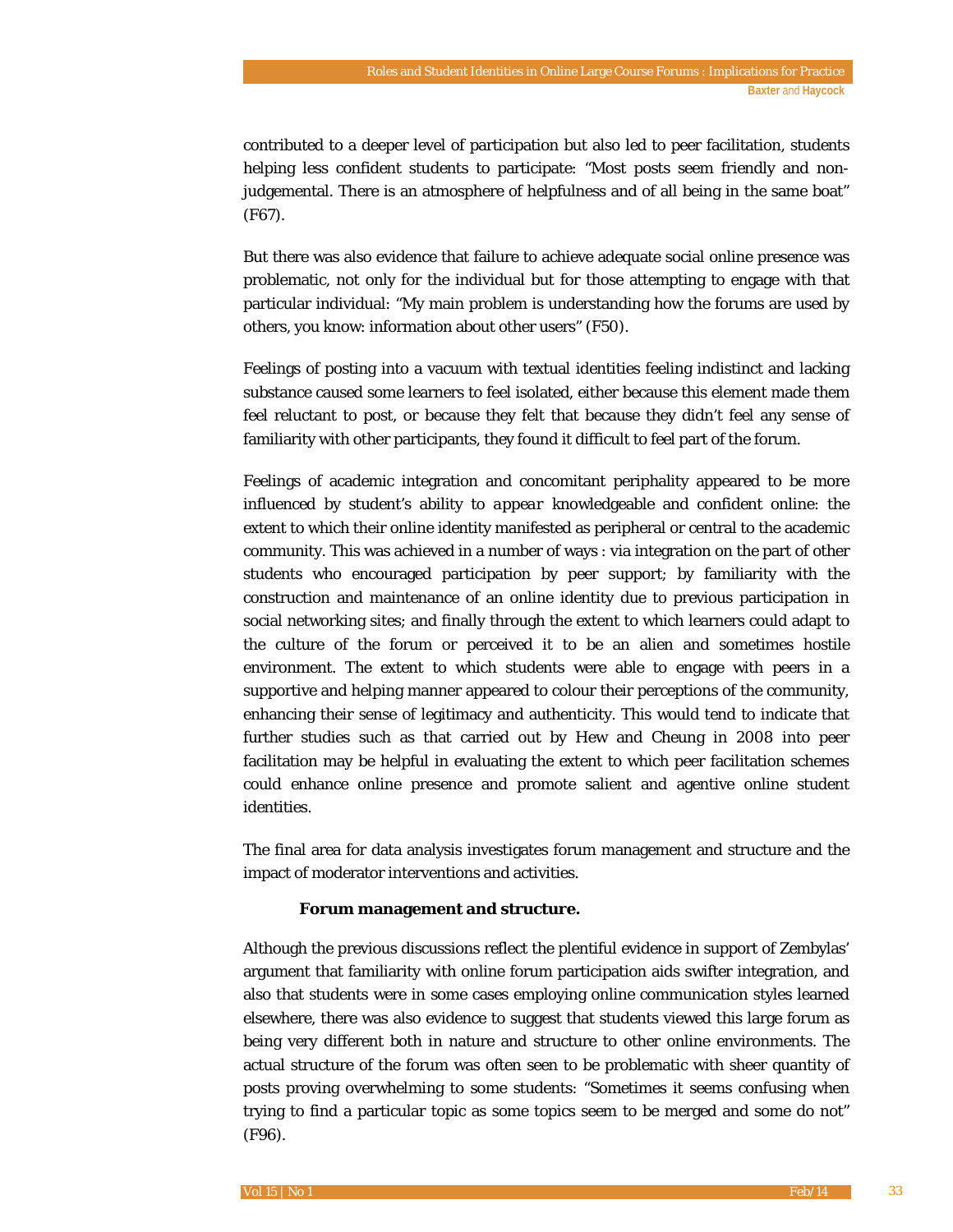contributed to a deeper level of participation but also led to peer facilitation, students helping less confident students to participate: "Most posts seem friendly and non-judgemental. There is an atmosphere of helpfulness and of all being in the same boat" (F67).

But there was also evidence that failure to achieve adequate social online presence was problematic, not only for the individual but for those attempting to engage with that particular individual: "My main problem is understanding how the forums are used by others, you know: information about other users" (F50).

Feelings of posting into a vacuum with textual identities feeling indistinct and lacking substance caused some learners to feel isolated, either because this element made them feel reluctant to post, or because they felt that because they didn't feel any sense of familiarity with other participants, they found it difficult to feel part of the forum.

Feelings of academic integration and concomitant periphality appeared to be more influenced by student's ability to *appear* knowledgeable and confident online: the extent to which their online identity manifested as peripheral or central to the academic community. This was achieved in a number of ways : via integration on the part of other students who encouraged participation by peer support; by familiarity with the construction and maintenance of an online identity due to previous participation in social networking sites; and finally through the extent to which learners could adapt to the culture of the forum or perceived it to be an alien and sometimes hostile environment. The extent to which students were able to engage with peers in a supportive and helping manner appeared to colour their perceptions of the community, enhancing their sense of legitimacy and authenticity. This would tend to indicate that further studies such as that carried out by Hew and Cheung in 2008 into peer facilitation may be helpful in evaluating the extent to which peer facilitation schemes could enhance online presence and promote salient and agentive online student identities.

The final area for data analysis investigates forum management and structure and the impact of moderator interventions and activities.

**Forum management and structure.**

Although the previous discussions reflect the plentiful evidence in support of Zembylas' argument that familiarity with online forum participation aids swifter integration, and also that students were in some cases employing online communication styles learned elsewhere, there was also evidence to suggest that students viewed this large forum as being very different both in nature and structure to other online environments. The actual structure of the forum was often seen to be problematic with sheer quantity of posts proving overwhelming to some students: "Sometimes it seems confusing when trying to find a particular topic as some topics seem to be merged and some do not" (F96).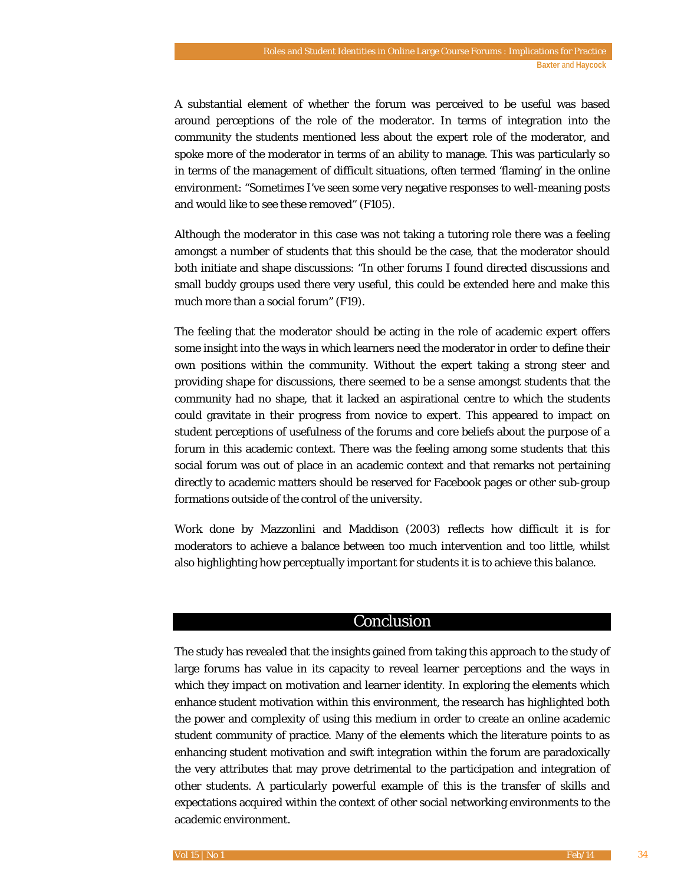A substantial element of whether the forum was perceived to be useful was based around perceptions of the role of the moderator. In terms of integration into the community the students mentioned less about the expert role of the moderator, and spoke more of the moderator in terms of an ability to manage. This was particularly so in terms of the management of difficult situations, often termed 'flaming' in the online environment: "Sometimes I've seen some very negative responses to well-meaning posts and would like to see these removed" (F105).

Although the moderator in this case was not taking a tutoring role there was a feeling amongst a number of students that this should be the case, that the moderator should both initiate and shape discussions: "In other forums I found directed discussions and small buddy groups used there very useful, this could be extended here and make this much more than a social forum" (F19).

The feeling that the moderator should be acting in the role of academic expert offers some insight into the ways in which learners need the moderator in order to define their own positions within the community. Without the expert taking a strong steer and providing shape for discussions, there seemed to be a sense amongst students that the community had no shape, that it lacked an aspirational centre to which the students could gravitate in their progress from novice to expert. This appeared to impact on student perceptions of usefulness of the forums and core beliefs about the purpose of a forum in this academic context. There was the feeling among some students that this social forum was out of place in an academic context and that remarks not pertaining directly to academic matters should be reserved for Facebook pages or other sub-group formations outside of the control of the university.

Work done by Mazzonlini and Maddison (2003) reflects how difficult it is for moderators to achieve a balance between too much intervention and too little, whilst also highlighting how perceptually important for students it is to achieve this balance.

## Conclusion

The study has revealed that the insights gained from taking this approach to the study of large forums has value in its capacity to reveal learner perceptions and the ways in which they impact on motivation and learner identity. In exploring the elements which enhance student motivation within this environment, the research has highlighted both the power and complexity of using this medium in order to create an online academic student community of practice. Many of the elements which the literature points to as enhancing student motivation and swift integration within the forum are paradoxically the very attributes that may prove detrimental to the participation and integration of other students. A particularly powerful example of this is the transfer of skills and expectations acquired within the context of other social networking environments to the academic environment.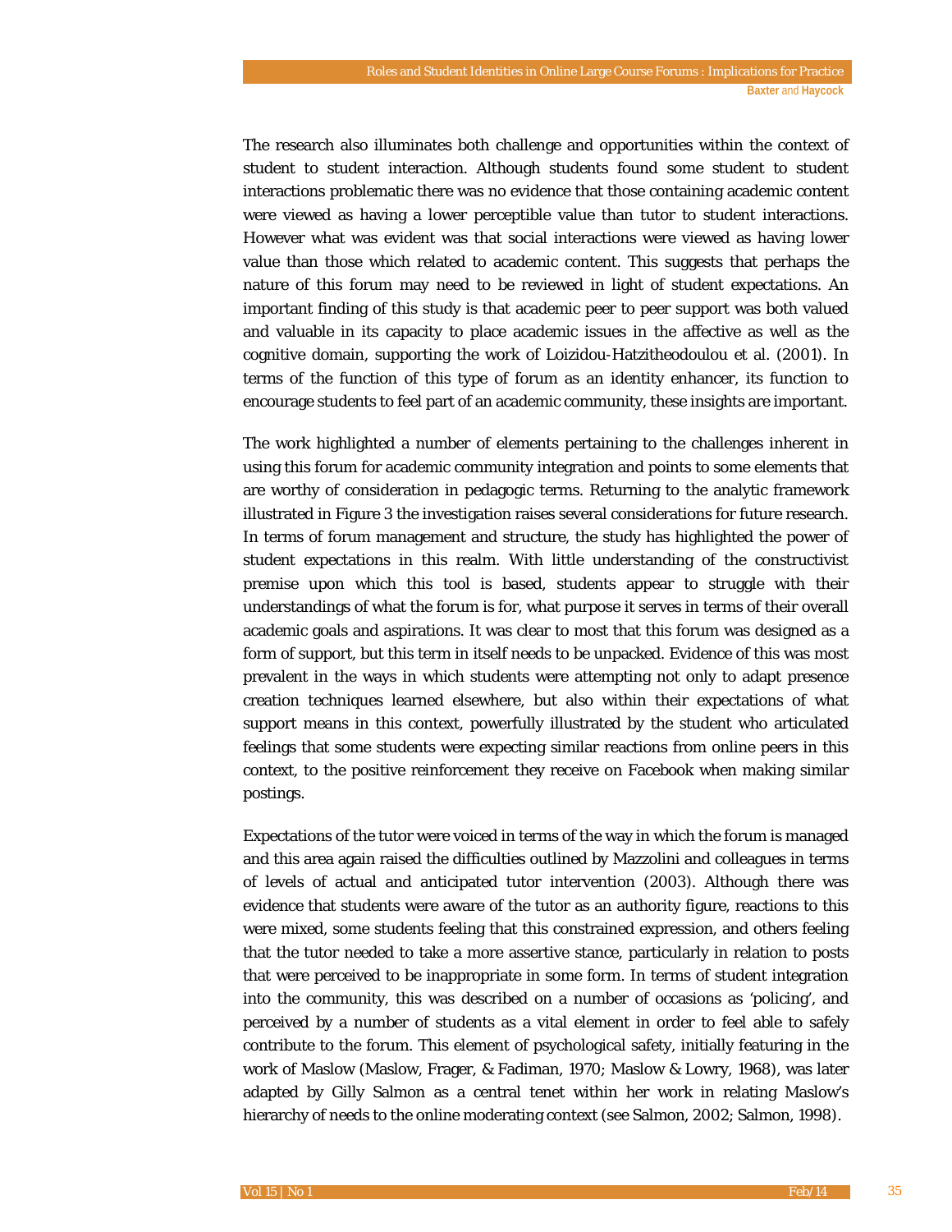The research also illuminates both challenge and opportunities within the context of student to student interaction. Although students found some student to student interactions problematic there was no evidence that those containing academic content were viewed as having a lower perceptible value than tutor to student interactions. However what was evident was that social interactions were viewed as having lower value than those which related to academic content. This suggests that perhaps the nature of this forum may need to be reviewed in light of student expectations. An important finding of this study is that academic peer to peer support was both valued and valuable in its capacity to place academic issues in the affective as well as the cognitive domain, supporting the work of Loizidou-Hatzitheodoulou et al. (2001). In terms of the function of this type of forum as an identity enhancer, its function to encourage students to feel part of an academic community, these insights are important.

The work highlighted a number of elements pertaining to the challenges inherent in using this forum for academic community integration and points to some elements that are worthy of consideration in pedagogic terms. Returning to the analytic framework illustrated in Figure 3 the investigation raises several considerations for future research. In terms of forum management and structure, the study has highlighted the power of student expectations in this realm. With little understanding of the constructivist premise upon which this tool is based, students appear to struggle with their understandings of what the forum is for, what purpose it serves in terms of their overall academic goals and aspirations. It was clear to most that this forum was designed as a form of support, but this term in itself needs to be unpacked. Evidence of this was most prevalent in the ways in which students were attempting not only to adapt presence creation techniques learned elsewhere, but also within their expectations of what support means in this context, powerfully illustrated by the student who articulated feelings that some students were expecting similar reactions from online peers in this context, to the positive reinforcement they receive on Facebook when making similar postings.

Expectations of the tutor were voiced in terms of the way in which the forum is managed and this area again raised the difficulties outlined by Mazzolini and colleagues in terms of levels of actual and anticipated tutor intervention (2003). Although there was evidence that students were aware of the tutor as an authority figure, reactions to this were mixed, some students feeling that this constrained expression, and others feeling that the tutor needed to take a more assertive stance, particularly in relation to posts that were perceived to be inappropriate in some form. In terms of student integration into the community, this was described on a number of occasions as 'policing', and perceived by a number of students as a vital element in order to feel able to safely contribute to the forum. This element of psychological safety, initially featuring in the work of Maslow (Maslow, Frager, & Fadiman, 1970; Maslow & Lowry, 1968), was later adapted by Gilly Salmon as a central tenet within her work in relating Maslow's hierarchy of needs to the online moderating context (see Salmon, 2002; Salmon, 1998).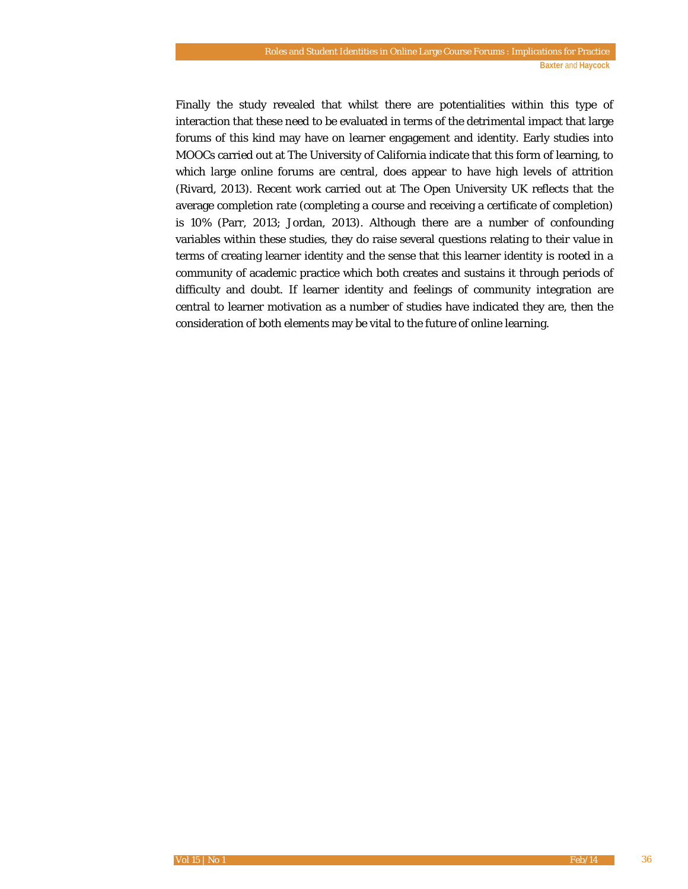Finally the study revealed that whilst there are potentialities within this type of interaction that these need to be evaluated in terms of the detrimental impact that large forums of this kind may have on learner engagement and identity. Early studies into MOOCs carried out at The University of California indicate that this form of learning, to which large online forums are central, does appear to have high levels of attrition (Rivard, 2013). Recent work carried out at The Open University UK reflects that the average completion rate (completing a course and receiving a certificate of completion) is 10% (Parr, 2013; Jordan, 2013). Although there are a number of confounding variables within these studies, they do raise several questions relating to their value in terms of creating learner identity and the sense that this learner identity is rooted in a community of academic practice which both creates and sustains it through periods of difficulty and doubt. If learner identity and feelings of community integration are central to learner motivation as a number of studies have indicated they are, then the consideration of both elements may be vital to the future of online learning.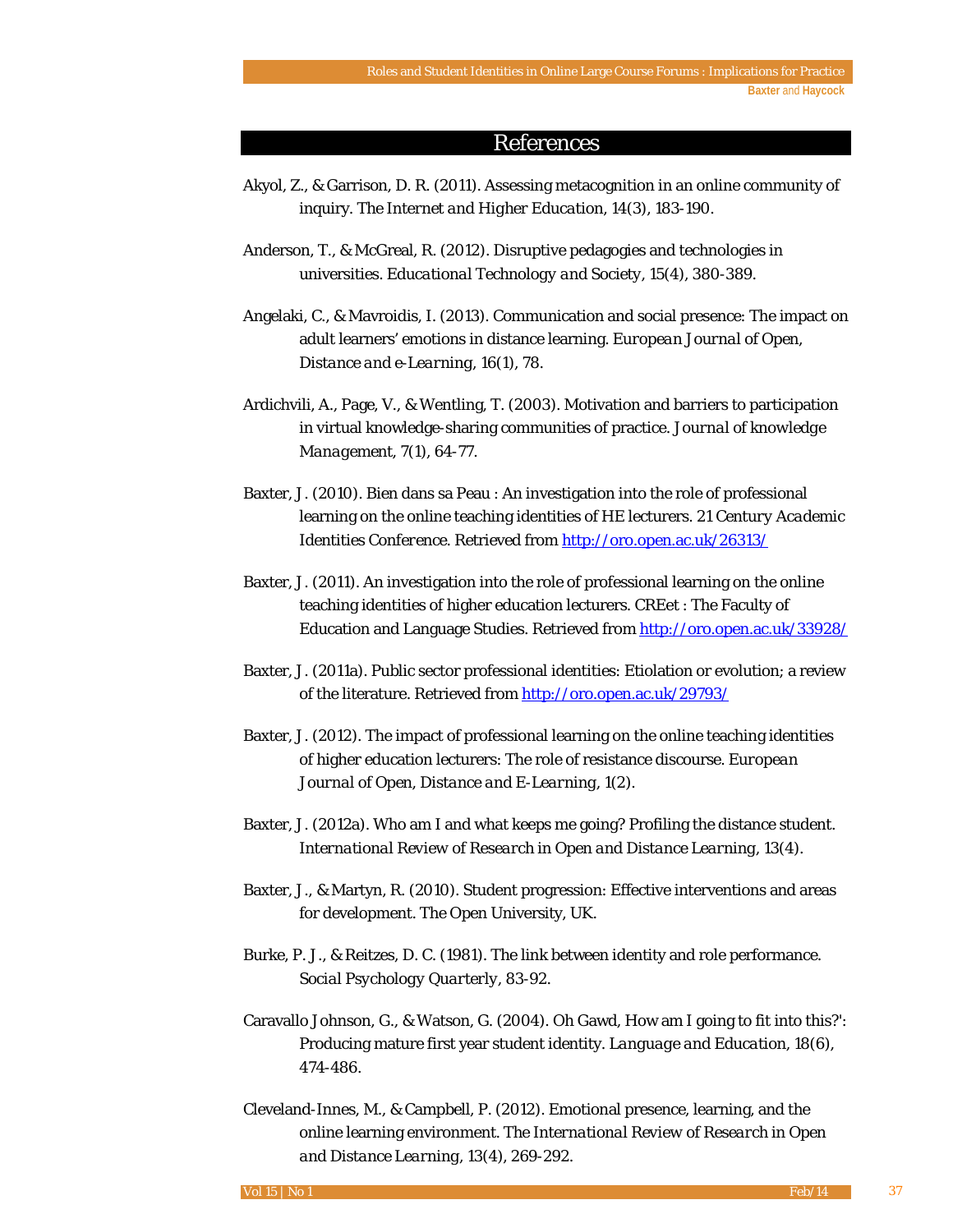## References

Akyol, Z., & Garrison, D. R. (2011). Assessing metacognition in an online community of inquiry. *The Internet and Higher Education*, *14*(3), 183-190.

Anderson, T., & McGreal, R. (2012). Disruptive pedagogies and technologies in universities. *Educational Technology and Society*, *15*(4), 380-389.

Angelaki, C., & Mavroidis, I. (2013). Communication and social presence: The impact on adult learners' emotions in distance learning. *European Journal of Open, Distance and e-Learning*, *16*(1), 78.

Ardichvili, A., Page, V., & Wentling, T. (2003). Motivation and barriers to participation in virtual knowledge-sharing communities of practice. *Journal of knowledge Management*, *7*(1), 64-77.

Baxter, J. (2010). Bien dans sa Peau : An investigation into the role of professional learning on the online teaching identities of HE lecturers. *21 Century Academic Identities Conference*. Retrieved from http://oro.open.ac.uk/26313/

Baxter, J. (2011). An investigation into the role of professional learning on the online teaching identities of higher education lecturers. CREet : The Faculty of Education and Language Studies. Retrieved from http://oro.open.ac.uk/33928/

Baxter, J. (2011a). Public sector professional identities: Etiolation or evolution; a review of the literature. Retrieved from http://oro.open.ac.uk/29793/

Baxter, J. (2012). The impact of professional learning on the online teaching identities of higher education lecturers: The role of resistance discourse. *European Journal of Open, Distance and E-Learning*, *1*(2).

Baxter, J. (2012a). Who am I and what keeps me going? Profiling the distance student. *International Review of Research in Open and Distance Learning*, *13*(4).

Baxter, J., & Martyn, R. (2010). Student progression: Effective interventions and areas for development. The Open University, UK.

Burke, P. J., & Reitzes, D. C. (1981). The link between identity and role performance. *Social Psychology Quarterly*, 83-92.

Caravallo Johnson, G., & Watson, G. (2004). Oh Gawd, How am I going to fit into this?': Producing mature first year student identity. *Language and Education*, *18*(6), 474-486.

Cleveland-Innes, M., & Campbell, P. (2012). Emotional presence, learning, and the online learning environment. *The International Review of Research in Open and Distance Learning*, *13*(4), 269-292.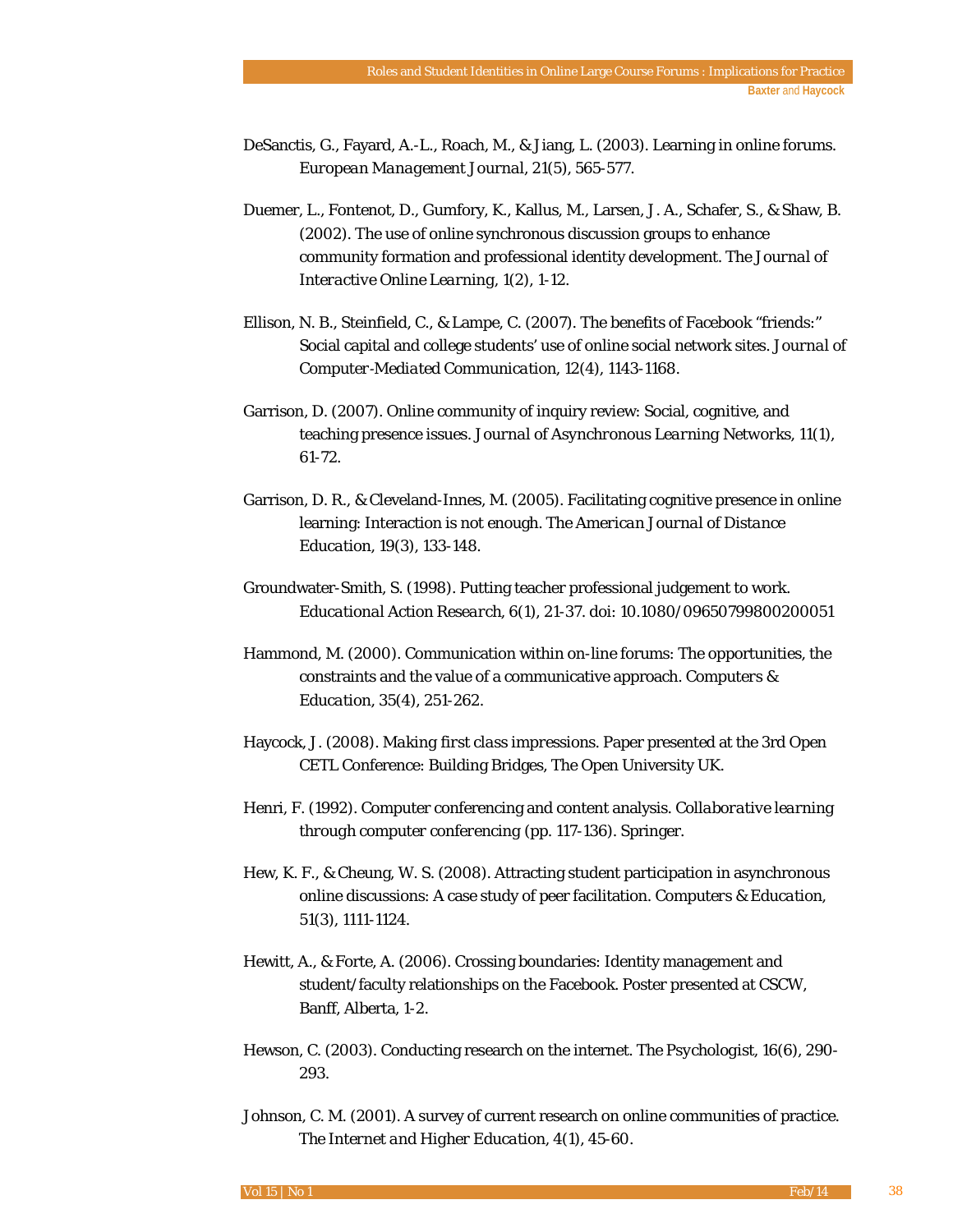DeSanctis, G., Fayard, A.-L., Roach, M., & Jiang, L. (2003). Learning in online forums. *European Management Journal, 21*(5), 565-577.

Duemer, L., Fontenot, D., Gumfory, K., Kallus, M., Larsen, J. A., Schafer, S., & Shaw, B. (2002). The use of online synchronous discussion groups to enhance community formation and professional identity development. *The Journal of Interactive Online Learning, 1*(2), 1-12.

Ellison, N. B., Steinfield, C., & Lampe, C. (2007). The benefits of Facebook "friends:" Social capital and college students' use of online social network sites. *Journal of Computer-Mediated Communication, 12*(4), 1143-1168.

Garrison, D. (2007). Online community of inquiry review: Social, cognitive, and teaching presence issues. *Journal of Asynchronous Learning Networks, 11*(1), 61-72.

Garrison, D. R., & Cleveland-Innes, M. (2005). Facilitating cognitive presence in online learning: Interaction is not enough. *The American Journal of Distance Education, 19*(3), 133-148.

Groundwater-Smith, S. (1998). Putting teacher professional judgement to work. *Educational Action Research, 6*(1), 21-37. doi: 10.1080/09650799800200051

Hammond, M. (2000). Communication within on-line forums: The opportunities, the constraints and the value of a communicative approach. *Computers & Education, 35*(4), 251-262.

Haycock, J. (2008). *Making first class impressions.* Paper presented at the 3rd Open CETL Conference: Building Bridges, The Open University UK.

Henri, F. (1992). Computer conferencing and content analysis. *Collaborative learning through computer conferencing* (pp. 117-136). Springer.

Hew, K. F., & Cheung, W. S. (2008). Attracting student participation in asynchronous online discussions: A case study of peer facilitation. *Computers & Education, 51*(3), 1111-1124.

Hewitt, A., & Forte, A. (2006). Crossing boundaries: Identity management and student/faculty relationships on the Facebook. Poster presented at CSCW, Banff, Alberta, 1-2.

Hewson, C. (2003). Conducting research on the internet. *The Psychologist, 16*(6), 290-293.

Johnson, C. M. (2001). A survey of current research on online communities of practice. *The Internet and Higher Education, 4*(1), 45-60.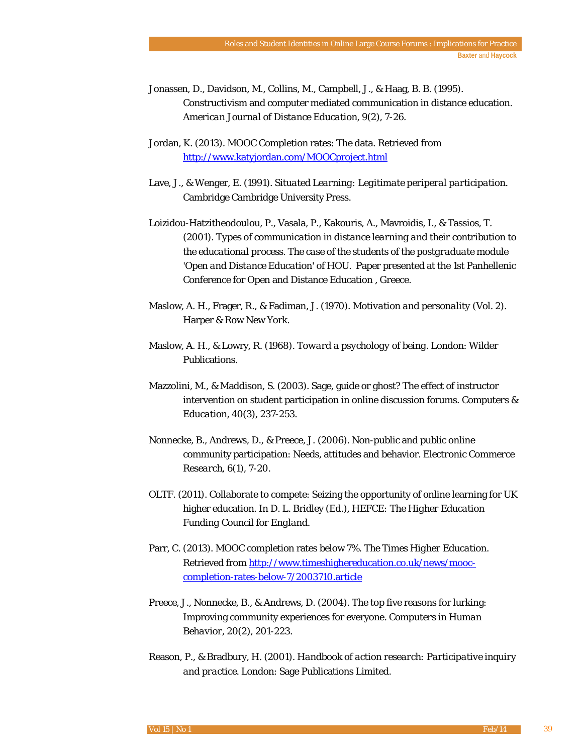Jonassen, D., Davidson, M., Collins, M., Campbell, J., & Haag, B. B. (1995). Constructivism and computer mediated communication in distance education. *American Journal of Distance Education, 9*(2), 7-26.

Jordan, K. (2013). MOOC Completion rates: The data. Retrieved from http://www.katyjordan.com/MOOCproject.html

Lave, J., & Wenger, E. (1991). *Situated Learning: Legitimate periperal participation*. Cambridge Cambridge University Press.

Loizidou-Hatzitheodoulou, P., Vasala, P., Kakouris, A., Mavroidis, I., & Tassios, T. (2001). *Types of communication in distance learning and their contribution to the educational process. The case of the students of the postgraduate module 'Open and Distance Education' of HOU*. Paper presented at the 1st Panhellenic Conference for Open and Distance Education , Greece.

Maslow, A. H., Frager, R., & Fadiman, J. (1970). *Motivation and personality* (Vol. 2). Harper & Row New York.

Maslow, A. H., & Lowry, R. (1968). *Toward a psychology of being*. London: Wilder Publications.

Mazzolini, M., & Maddison, S. (2003). Sage, guide or ghost? The effect of instructor intervention on student participation in online discussion forums. *Computers & Education, 40*(3), 237-253.

Nonnecke, B., Andrews, D., & Preece, J. (2006). Non-public and public online community participation: Needs, attitudes and behavior. *Electronic Commerce Research, 6*(1), 7-20.

OLTF. (2011). Collaborate to compete: Seizing the opportunity of online learning for UK higher education. In D. L. Bridley (Ed.), *HEFCE: The Higher Education Funding Council for England*.

Parr, C. (2013). MOOC completion rates below 7%. *The Times Higher Education*. Retrieved from http://www.timeshighereducation.co.uk/news/mooc-completion-rates-below-7/2003710.article

Preece, J., Nonnecke, B., & Andrews, D. (2004). The top five reasons for lurking: Improving community experiences for everyone. *Computers in Human Behavior, 20*(2), 201-223.

Reason, P., & Bradbury, H. (2001). *Handbook of action research: Participative inquiry and practice*. London: Sage Publications Limited.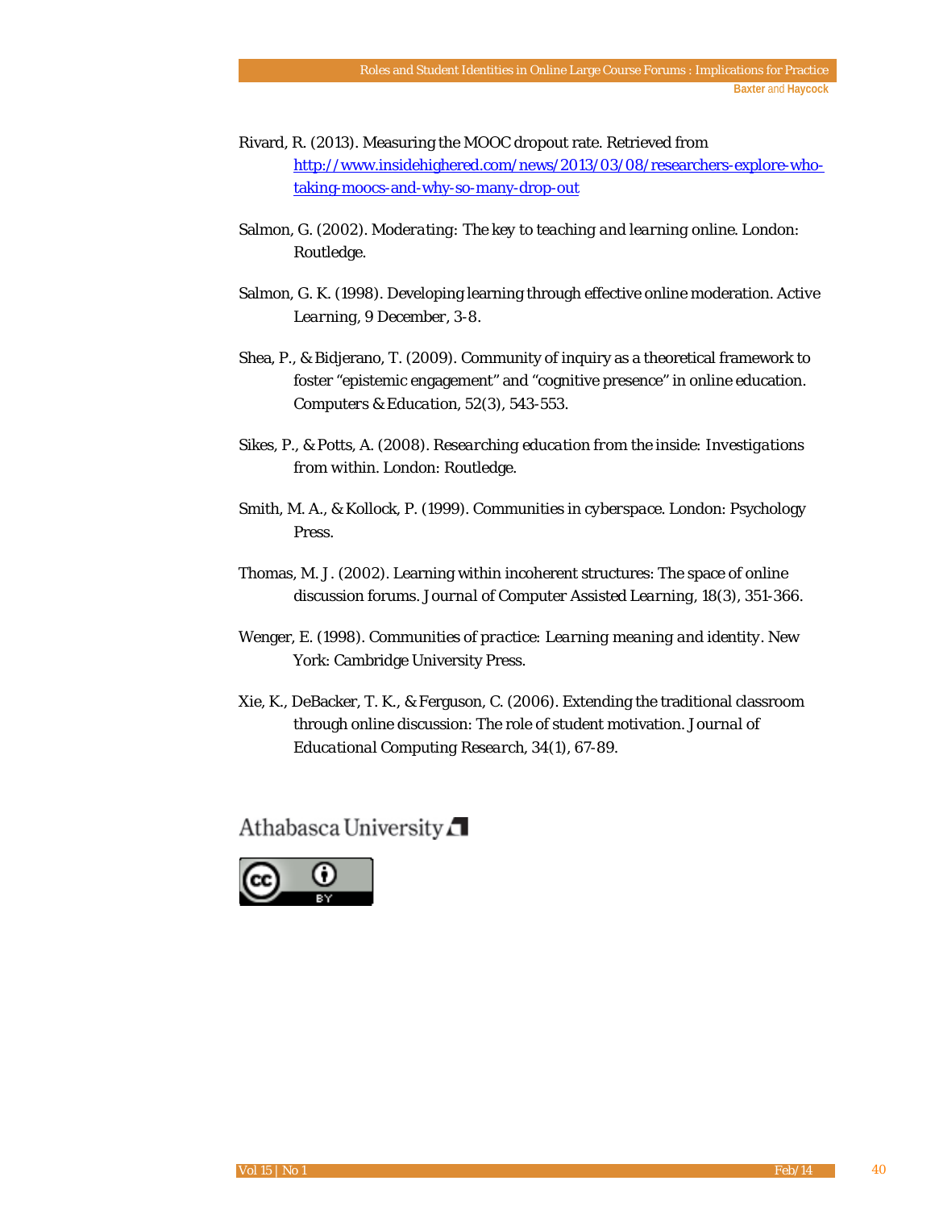Rivard, R. (2013). Measuring the MOOC dropout rate. Retrieved from http://www.insidehighered.com/news/2013/03/08/researchers-explore-who-taking-moocs-and-why-so-many-drop-out

Salmon, G. (2002). *Moderating: The key to teaching and learning online*. London: Routledge.

Salmon, G. K. (1998). Developing learning through effective online moderation. *Active Learning, 9 December*, 3-8.

Shea, P., & Bidjerano, T. (2009). Community of inquiry as a theoretical framework to foster "epistemic engagement" and "cognitive presence" in online education. *Computers & Education, 52*(3), 543-553.

Sikes, P., & Potts, A. (2008). *Researching education from the inside: Investigations from within*. London: Routledge.

Smith, M. A., & Kollock, P. (1999). *Communities in cyberspace*. London: Psychology Press.

Thomas, M. J. (2002). Learning within incoherent structures: The space of online discussion forums. *Journal of Computer Assisted Learning, 18*(3), 351-366.

Wenger, E. (1998). *Communities of practice: Learning meaning and identity*. New York: Cambridge University Press.

Xie, K., DeBacker, T. K., & Ferguson, C. (2006). Extending the traditional classroom through online discussion: The role of student motivation. *Journal of Educational Computing Research, 34*(1), 67-89.

Athabasca University